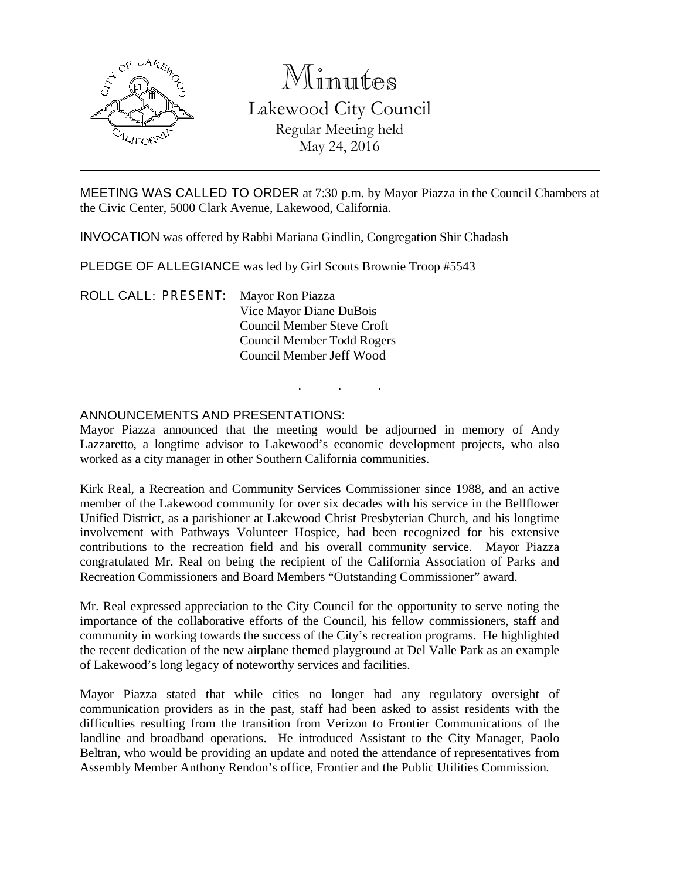# Minutes

## Lakewood City Council

Regular Meeting held
May 24, 2016

---

MEETING WAS CALLED TO ORDER at 7:30 p.m. by Mayor Piazza in the Council Chambers at the Civic Center, 5000 Clark Avenue, Lakewood, California.

INVOCATION was offered by Rabbi Mariana Gindlin, Congregation Shir Chadash

PLEDGE OF ALLEGIANCE was led by Girl Scouts Brownie Troop #5543

ROLL CALL: PRESENT: Mayor Ron Piazza
Vice Mayor Diane DuBois
Council Member Steve Croft
Council Member Todd Rogers
Council Member Jeff Wood

. . .

ANNOUNCEMENTS AND PRESENTATIONS:

Mayor Piazza announced that the meeting would be adjourned in memory of Andy Lazzaretto, a longtime advisor to Lakewood's economic development projects, who also worked as a city manager in other Southern California communities.

Kirk Real, a Recreation and Community Services Commissioner since 1988, and an active member of the Lakewood community for over six decades with his service in the Bellflower Unified District, as a parishioner at Lakewood Christ Presbyterian Church, and his longtime involvement with Pathways Volunteer Hospice, had been recognized for his extensive contributions to the recreation field and his overall community service. Mayor Piazza congratulated Mr. Real on being the recipient of the California Association of Parks and Recreation Commissioners and Board Members "Outstanding Commissioner" award.

Mr. Real expressed appreciation to the City Council for the opportunity to serve noting the importance of the collaborative efforts of the Council, his fellow commissioners, staff and community in working towards the success of the City's recreation programs. He highlighted the recent dedication of the new airplane themed playground at Del Valle Park as an example of Lakewood's long legacy of noteworthy services and facilities.

Mayor Piazza stated that while cities no longer had any regulatory oversight of communication providers as in the past, staff had been asked to assist residents with the difficulties resulting from the transition from Verizon to Frontier Communications of the landline and broadband operations. He introduced Assistant to the City Manager, Paolo Beltran, who would be providing an update and noted the attendance of representatives from Assembly Member Anthony Rendon's office, Frontier and the Public Utilities Commission.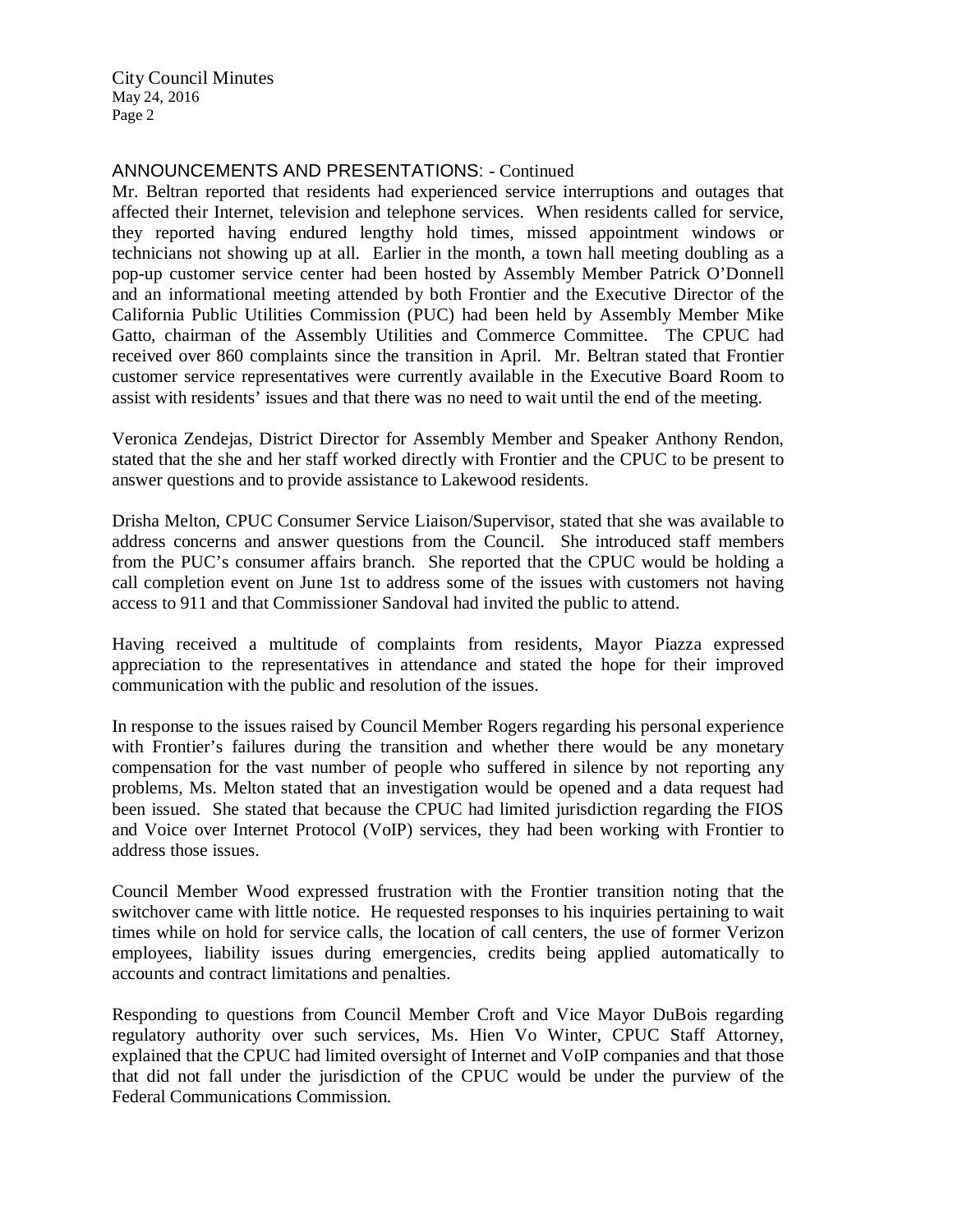ANNOUNCEMENTS AND PRESENTATIONS: - Continued

Mr. Beltran reported that residents had experienced service interruptions and outages that affected their Internet, television and telephone services. When residents called for service, they reported having endured lengthy hold times, missed appointment windows or technicians not showing up at all. Earlier in the month, a town hall meeting doubling as a pop-up customer service center had been hosted by Assembly Member Patrick O'Donnell and an informational meeting attended by both Frontier and the Executive Director of the California Public Utilities Commission (PUC) had been held by Assembly Member Mike Gatto, chairman of the Assembly Utilities and Commerce Committee. The CPUC had received over 860 complaints since the transition in April. Mr. Beltran stated that Frontier customer service representatives were currently available in the Executive Board Room to assist with residents' issues and that there was no need to wait until the end of the meeting.

Veronica Zendejas, District Director for Assembly Member and Speaker Anthony Rendon, stated that the she and her staff worked directly with Frontier and the CPUC to be present to answer questions and to provide assistance to Lakewood residents.

Drisha Melton, CPUC Consumer Service Liaison/Supervisor, stated that she was available to address concerns and answer questions from the Council. She introduced staff members from the PUC's consumer affairs branch. She reported that the CPUC would be holding a call completion event on June 1st to address some of the issues with customers not having access to 911 and that Commissioner Sandoval had invited the public to attend.

Having received a multitude of complaints from residents, Mayor Piazza expressed appreciation to the representatives in attendance and stated the hope for their improved communication with the public and resolution of the issues.

In response to the issues raised by Council Member Rogers regarding his personal experience with Frontier's failures during the transition and whether there would be any monetary compensation for the vast number of people who suffered in silence by not reporting any problems, Ms. Melton stated that an investigation would be opened and a data request had been issued. She stated that because the CPUC had limited jurisdiction regarding the FIOS and Voice over Internet Protocol (VoIP) services, they had been working with Frontier to address those issues.

Council Member Wood expressed frustration with the Frontier transition noting that the switchover came with little notice. He requested responses to his inquiries pertaining to wait times while on hold for service calls, the location of call centers, the use of former Verizon employees, liability issues during emergencies, credits being applied automatically to accounts and contract limitations and penalties.

Responding to questions from Council Member Croft and Vice Mayor DuBois regarding regulatory authority over such services, Ms. Hien Vo Winter, CPUC Staff Attorney, explained that the CPUC had limited oversight of Internet and VoIP companies and that those that did not fall under the jurisdiction of the CPUC would be under the purview of the Federal Communications Commission.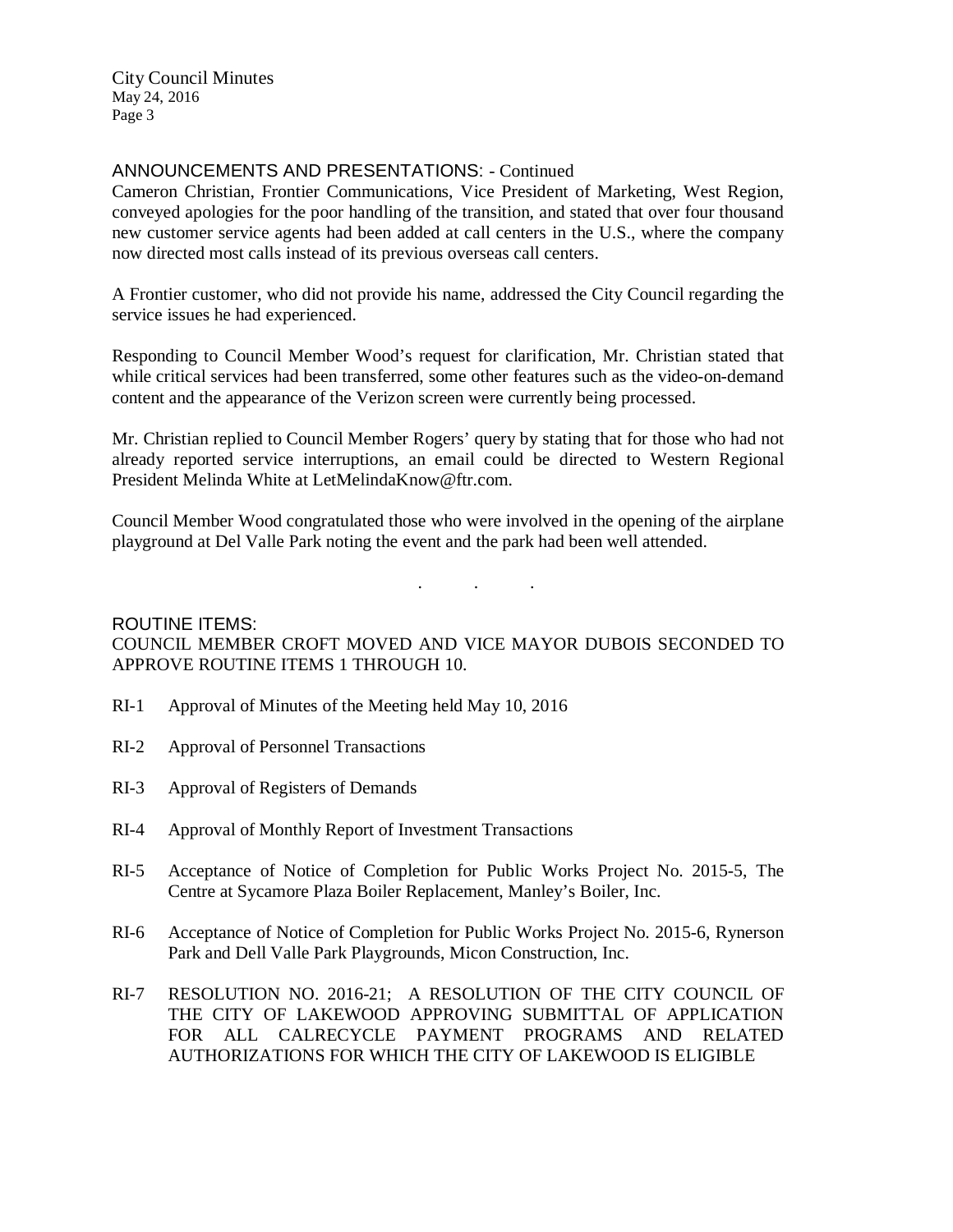ANNOUNCEMENTS AND PRESENTATIONS: - Continued

Cameron Christian, Frontier Communications, Vice President of Marketing, West Region, conveyed apologies for the poor handling of the transition, and stated that over four thousand new customer service agents had been added at call centers in the U.S., where the company now directed most calls instead of its previous overseas call centers.

A Frontier customer, who did not provide his name, addressed the City Council regarding the service issues he had experienced.

Responding to Council Member Wood's request for clarification, Mr. Christian stated that while critical services had been transferred, some other features such as the video-on-demand content and the appearance of the Verizon screen were currently being processed.

Mr. Christian replied to Council Member Rogers' query by stating that for those who had not already reported service interruptions, an email could be directed to Western Regional President Melinda White at LetMelindaKnow@ftr.com.

Council Member Wood congratulated those who were involved in the opening of the airplane playground at Del Valle Park noting the event and the park had been well attended.

. . .

ROUTINE ITEMS:

COUNCIL MEMBER CROFT MOVED AND VICE MAYOR DUBOIS SECONDED TO APPROVE ROUTINE ITEMS 1 THROUGH 10.

RI-1 Approval of Minutes of the Meeting held May 10, 2016

RI-2 Approval of Personnel Transactions

RI-3 Approval of Registers of Demands

RI-4 Approval of Monthly Report of Investment Transactions

RI-5 Acceptance of Notice of Completion for Public Works Project No. 2015-5, The Centre at Sycamore Plaza Boiler Replacement, Manley's Boiler, Inc.

RI-6 Acceptance of Notice of Completion for Public Works Project No. 2015-6, Rynerson Park and Dell Valle Park Playgrounds, Micon Construction, Inc.

RI-7 RESOLUTION NO. 2016-21; A RESOLUTION OF THE CITY COUNCIL OF THE CITY OF LAKEWOOD APPROVING SUBMITTAL OF APPLICATION FOR ALL CALRECYCLE PAYMENT PROGRAMS AND RELATED AUTHORIZATIONS FOR WHICH THE CITY OF LAKEWOOD IS ELIGIBLE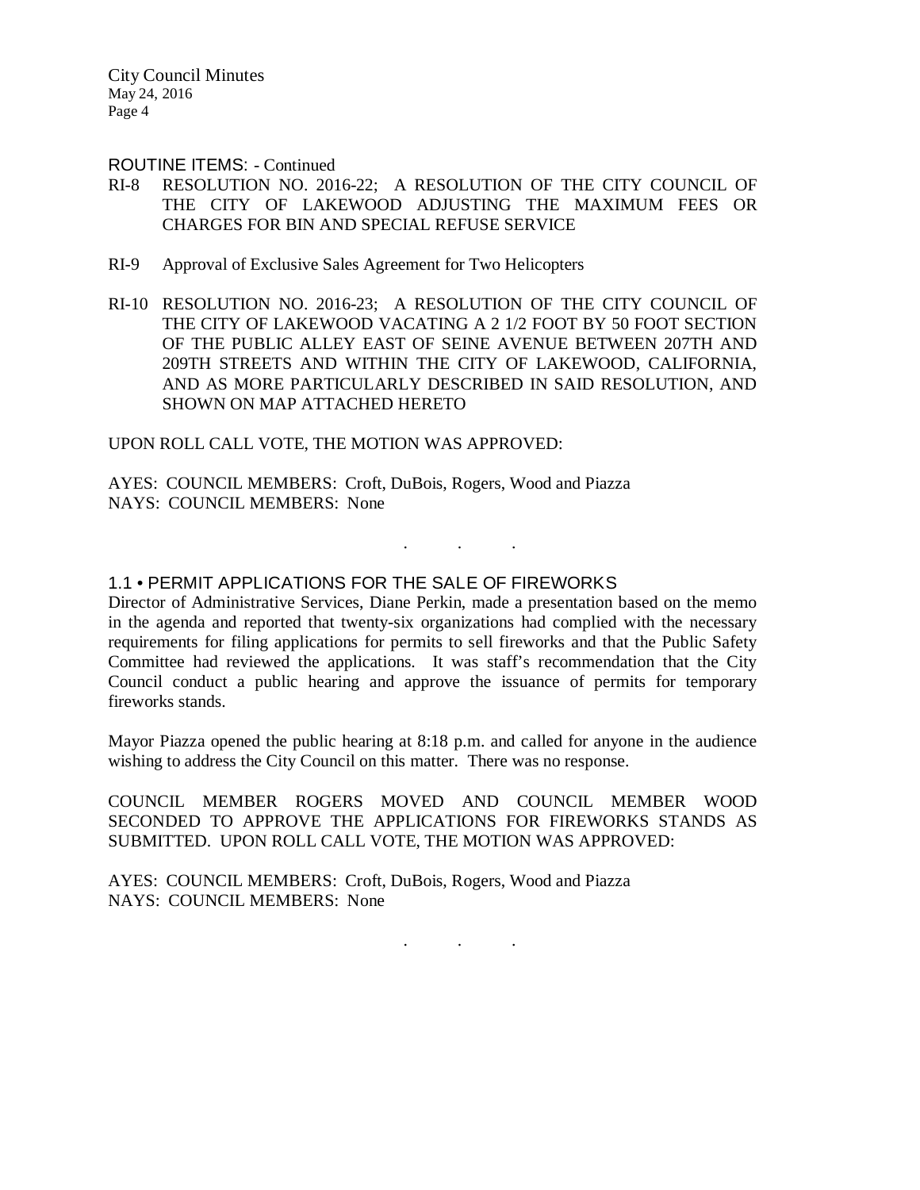ROUTINE ITEMS: - Continued

RI-8 RESOLUTION NO. 2016-22; A RESOLUTION OF THE CITY COUNCIL OF THE CITY OF LAKEWOOD ADJUSTING THE MAXIMUM FEES OR CHARGES FOR BIN AND SPECIAL REFUSE SERVICE

RI-9 Approval of Exclusive Sales Agreement for Two Helicopters

RI-10 RESOLUTION NO. 2016-23; A RESOLUTION OF THE CITY COUNCIL OF THE CITY OF LAKEWOOD VACATING A 2 1/2 FOOT BY 50 FOOT SECTION OF THE PUBLIC ALLEY EAST OF SEINE AVENUE BETWEEN 207TH AND 209TH STREETS AND WITHIN THE CITY OF LAKEWOOD, CALIFORNIA, AND AS MORE PARTICULARLY DESCRIBED IN SAID RESOLUTION, AND SHOWN ON MAP ATTACHED HERETO

UPON ROLL CALL VOTE, THE MOTION WAS APPROVED:

AYES: COUNCIL MEMBERS: Croft, DuBois, Rogers, Wood and Piazza
NAYS: COUNCIL MEMBERS: None

. . .

## 1.1 • PERMIT APPLICATIONS FOR THE SALE OF FIREWORKS

Director of Administrative Services, Diane Perkin, made a presentation based on the memo in the agenda and reported that twenty-six organizations had complied with the necessary requirements for filing applications for permits to sell fireworks and that the Public Safety Committee had reviewed the applications. It was staff's recommendation that the City Council conduct a public hearing and approve the issuance of permits for temporary fireworks stands.

Mayor Piazza opened the public hearing at 8:18 p.m. and called for anyone in the audience wishing to address the City Council on this matter. There was no response.

COUNCIL MEMBER ROGERS MOVED AND COUNCIL MEMBER WOOD SECONDED TO APPROVE THE APPLICATIONS FOR FIREWORKS STANDS AS SUBMITTED. UPON ROLL CALL VOTE, THE MOTION WAS APPROVED:

AYES: COUNCIL MEMBERS: Croft, DuBois, Rogers, Wood and Piazza
NAYS: COUNCIL MEMBERS: None

. . .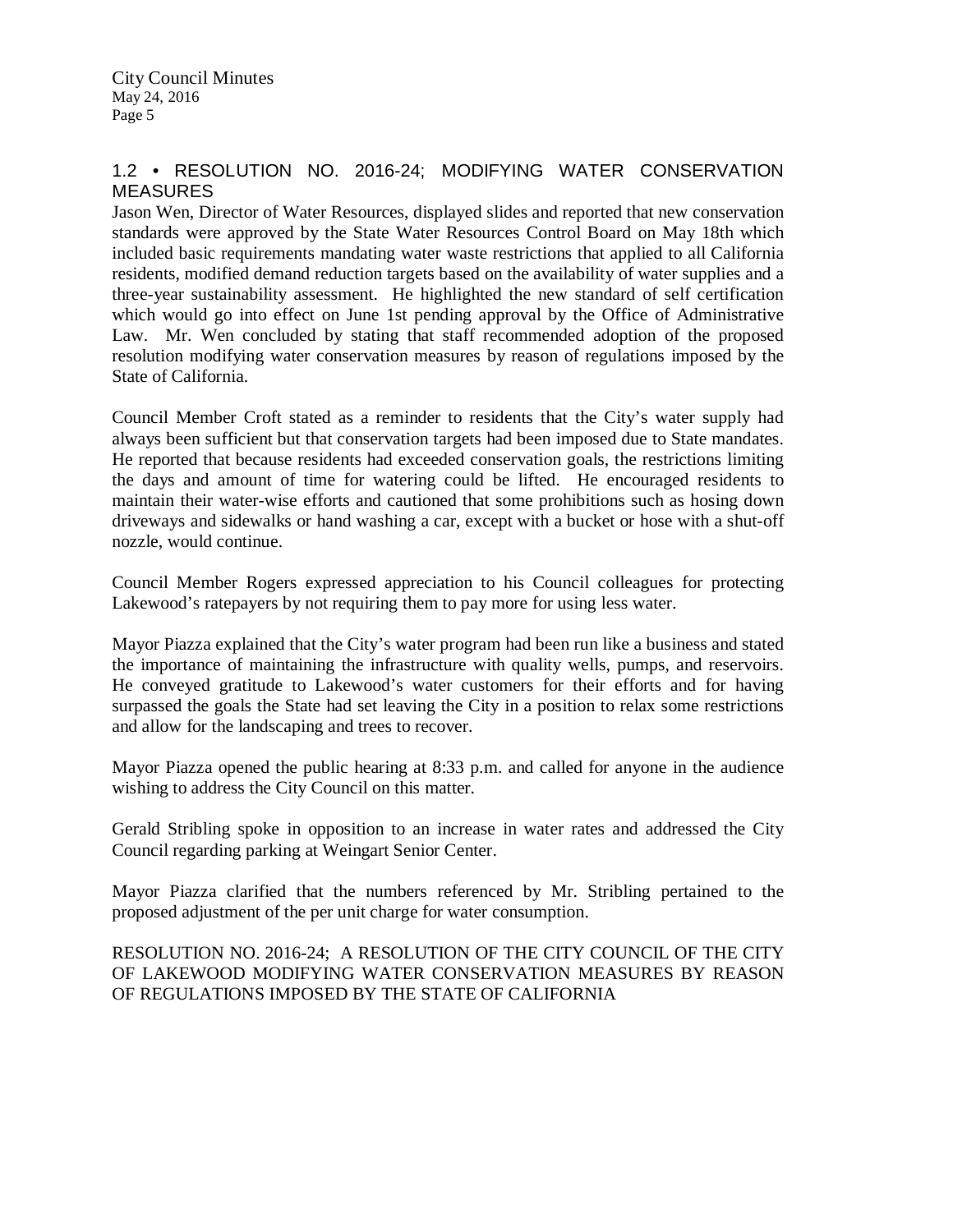## 1.2 • RESOLUTION NO. 2016-24; MODIFYING WATER CONSERVATION MEASURES

Jason Wen, Director of Water Resources, displayed slides and reported that new conservation standards were approved by the State Water Resources Control Board on May 18th which included basic requirements mandating water waste restrictions that applied to all California residents, modified demand reduction targets based on the availability of water supplies and a three-year sustainability assessment. He highlighted the new standard of self certification which would go into effect on June 1st pending approval by the Office of Administrative Law. Mr. Wen concluded by stating that staff recommended adoption of the proposed resolution modifying water conservation measures by reason of regulations imposed by the State of California.

Council Member Croft stated as a reminder to residents that the City's water supply had always been sufficient but that conservation targets had been imposed due to State mandates. He reported that because residents had exceeded conservation goals, the restrictions limiting the days and amount of time for watering could be lifted. He encouraged residents to maintain their water-wise efforts and cautioned that some prohibitions such as hosing down driveways and sidewalks or hand washing a car, except with a bucket or hose with a shut-off nozzle, would continue.

Council Member Rogers expressed appreciation to his Council colleagues for protecting Lakewood's ratepayers by not requiring them to pay more for using less water.

Mayor Piazza explained that the City's water program had been run like a business and stated the importance of maintaining the infrastructure with quality wells, pumps, and reservoirs. He conveyed gratitude to Lakewood's water customers for their efforts and for having surpassed the goals the State had set leaving the City in a position to relax some restrictions and allow for the landscaping and trees to recover.

Mayor Piazza opened the public hearing at 8:33 p.m. and called for anyone in the audience wishing to address the City Council on this matter.

Gerald Stribling spoke in opposition to an increase in water rates and addressed the City Council regarding parking at Weingart Senior Center.

Mayor Piazza clarified that the numbers referenced by Mr. Stribling pertained to the proposed adjustment of the per unit charge for water consumption.

RESOLUTION NO. 2016-24; A RESOLUTION OF THE CITY COUNCIL OF THE CITY OF LAKEWOOD MODIFYING WATER CONSERVATION MEASURES BY REASON OF REGULATIONS IMPOSED BY THE STATE OF CALIFORNIA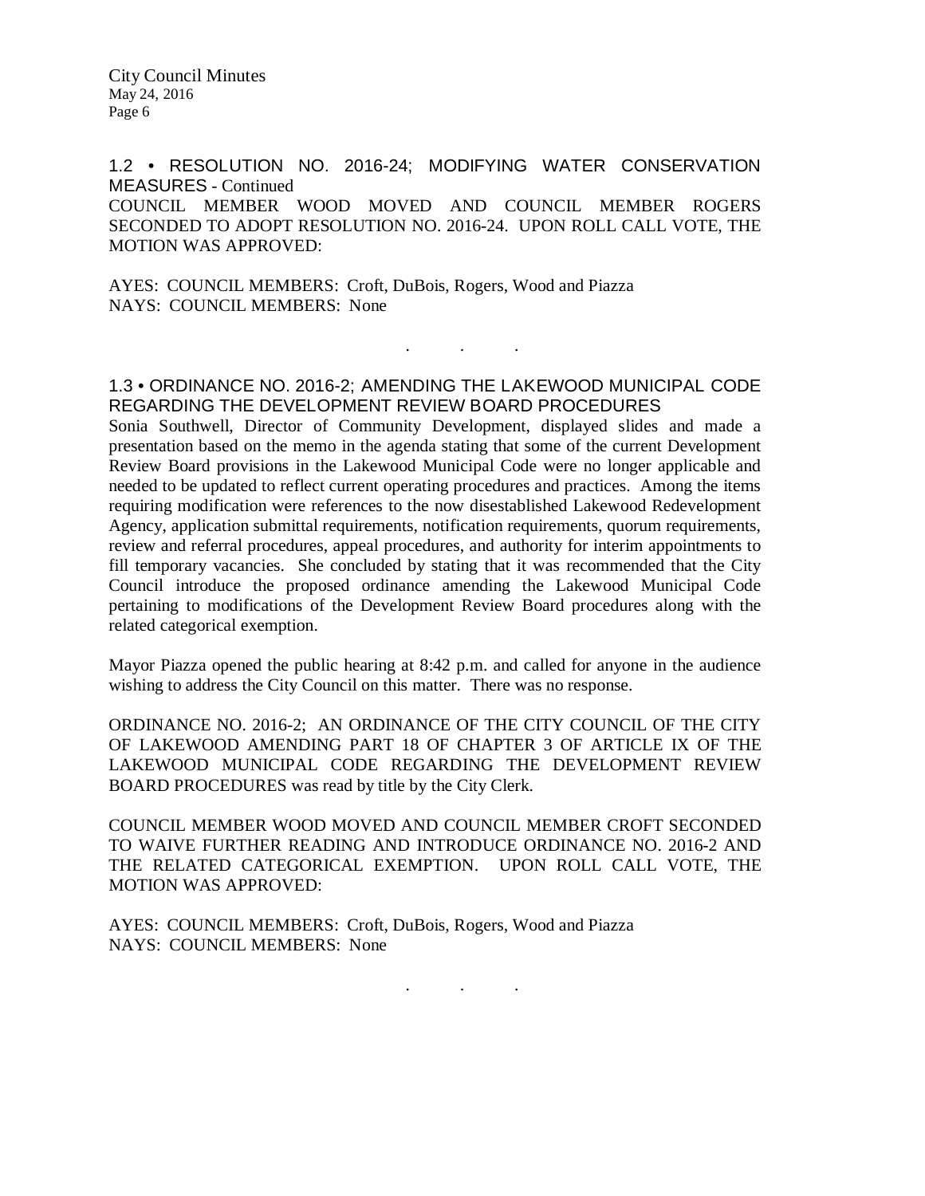## 1.2 • RESOLUTION NO. 2016-24; MODIFYING WATER CONSERVATION MEASURES - Continued

COUNCIL MEMBER WOOD MOVED AND COUNCIL MEMBER ROGERS SECONDED TO ADOPT RESOLUTION NO. 2016-24. UPON ROLL CALL VOTE, THE MOTION WAS APPROVED:

AYES: COUNCIL MEMBERS: Croft, DuBois, Rogers, Wood and Piazza
NAYS: COUNCIL MEMBERS: None

. . .

## 1.3 • ORDINANCE NO. 2016-2; AMENDING THE LAKEWOOD MUNICIPAL CODE REGARDING THE DEVELOPMENT REVIEW BOARD PROCEDURES

Sonia Southwell, Director of Community Development, displayed slides and made a presentation based on the memo in the agenda stating that some of the current Development Review Board provisions in the Lakewood Municipal Code were no longer applicable and needed to be updated to reflect current operating procedures and practices. Among the items requiring modification were references to the now disestablished Lakewood Redevelopment Agency, application submittal requirements, notification requirements, quorum requirements, review and referral procedures, appeal procedures, and authority for interim appointments to fill temporary vacancies. She concluded by stating that it was recommended that the City Council introduce the proposed ordinance amending the Lakewood Municipal Code pertaining to modifications of the Development Review Board procedures along with the related categorical exemption.

Mayor Piazza opened the public hearing at 8:42 p.m. and called for anyone in the audience wishing to address the City Council on this matter. There was no response.

ORDINANCE NO. 2016-2; AN ORDINANCE OF THE CITY COUNCIL OF THE CITY OF LAKEWOOD AMENDING PART 18 OF CHAPTER 3 OF ARTICLE IX OF THE LAKEWOOD MUNICIPAL CODE REGARDING THE DEVELOPMENT REVIEW BOARD PROCEDURES was read by title by the City Clerk.

COUNCIL MEMBER WOOD MOVED AND COUNCIL MEMBER CROFT SECONDED TO WAIVE FURTHER READING AND INTRODUCE ORDINANCE NO. 2016-2 AND THE RELATED CATEGORICAL EXEMPTION. UPON ROLL CALL VOTE, THE MOTION WAS APPROVED:

AYES: COUNCIL MEMBERS: Croft, DuBois, Rogers, Wood and Piazza
NAYS: COUNCIL MEMBERS: None

. . .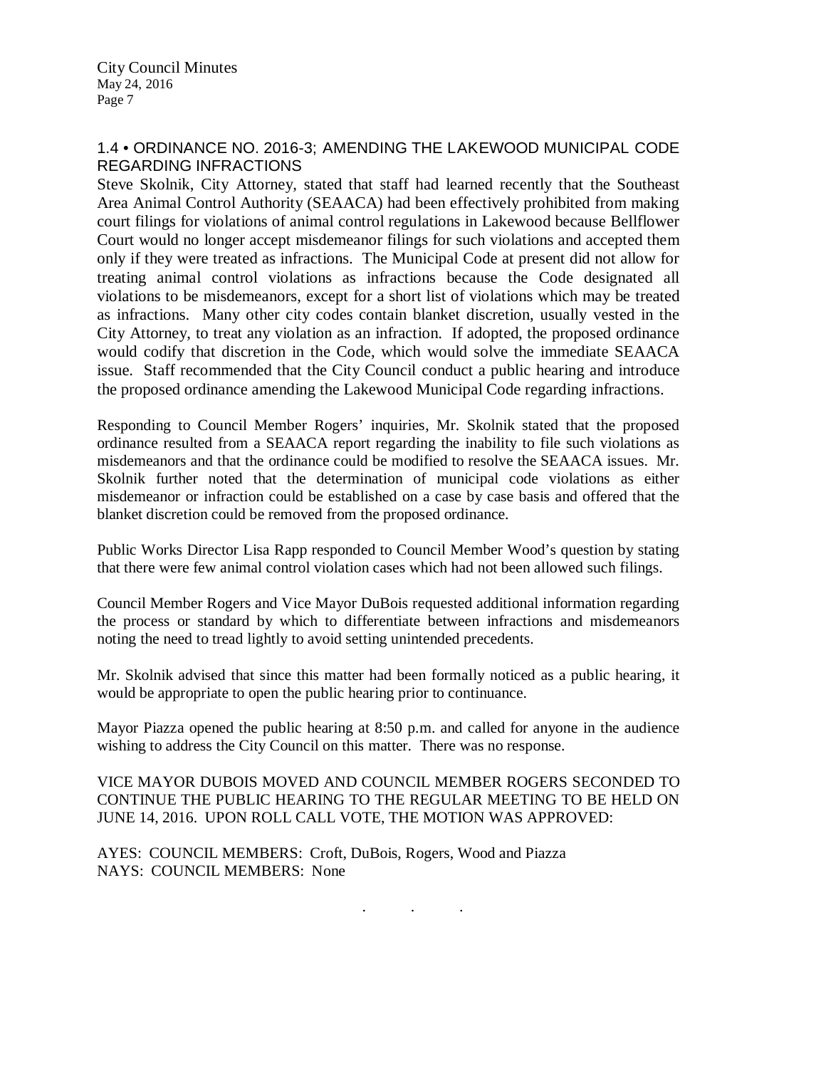### 1.4 • ORDINANCE NO. 2016-3; AMENDING THE LAKEWOOD MUNICIPAL CODE REGARDING INFRACTIONS

Steve Skolnik, City Attorney, stated that staff had learned recently that the Southeast Area Animal Control Authority (SEAACA) had been effectively prohibited from making court filings for violations of animal control regulations in Lakewood because Bellflower Court would no longer accept misdemeanor filings for such violations and accepted them only if they were treated as infractions. The Municipal Code at present did not allow for treating animal control violations as infractions because the Code designated all violations to be misdemeanors, except for a short list of violations which may be treated as infractions. Many other city codes contain blanket discretion, usually vested in the City Attorney, to treat any violation as an infraction. If adopted, the proposed ordinance would codify that discretion in the Code, which would solve the immediate SEAACA issue. Staff recommended that the City Council conduct a public hearing and introduce the proposed ordinance amending the Lakewood Municipal Code regarding infractions.

Responding to Council Member Rogers' inquiries, Mr. Skolnik stated that the proposed ordinance resulted from a SEAACA report regarding the inability to file such violations as misdemeanors and that the ordinance could be modified to resolve the SEAACA issues. Mr. Skolnik further noted that the determination of municipal code violations as either misdemeanor or infraction could be established on a case by case basis and offered that the blanket discretion could be removed from the proposed ordinance.

Public Works Director Lisa Rapp responded to Council Member Wood's question by stating that there were few animal control violation cases which had not been allowed such filings.

Council Member Rogers and Vice Mayor DuBois requested additional information regarding the process or standard by which to differentiate between infractions and misdemeanors noting the need to tread lightly to avoid setting unintended precedents.

Mr. Skolnik advised that since this matter had been formally noticed as a public hearing, it would be appropriate to open the public hearing prior to continuance.

Mayor Piazza opened the public hearing at 8:50 p.m. and called for anyone in the audience wishing to address the City Council on this matter. There was no response.

VICE MAYOR DUBOIS MOVED AND COUNCIL MEMBER ROGERS SECONDED TO CONTINUE THE PUBLIC HEARING TO THE REGULAR MEETING TO BE HELD ON JUNE 14, 2016. UPON ROLL CALL VOTE, THE MOTION WAS APPROVED:

AYES: COUNCIL MEMBERS: Croft, DuBois, Rogers, Wood and Piazza
NAYS: COUNCIL MEMBERS: None

. . .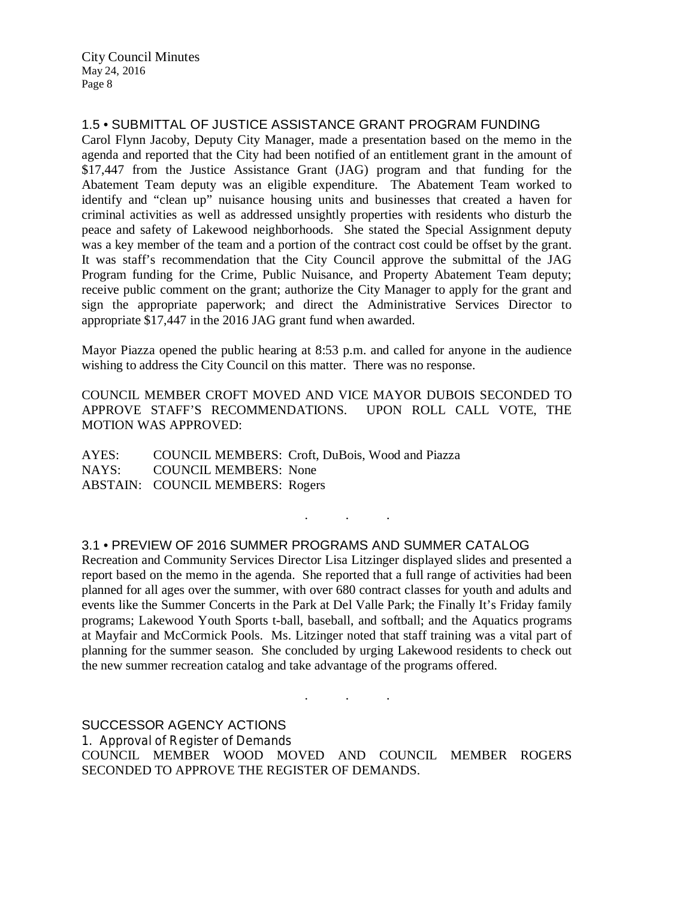## 1.5 • SUBMITTAL OF JUSTICE ASSISTANCE GRANT PROGRAM FUNDING

Carol Flynn Jacoby, Deputy City Manager, made a presentation based on the memo in the agenda and reported that the City had been notified of an entitlement grant in the amount of $17,447 from the Justice Assistance Grant (JAG) program and that funding for the Abatement Team deputy was an eligible expenditure. The Abatement Team worked to identify and "clean up" nuisance housing units and businesses that created a haven for criminal activities as well as addressed unsightly properties with residents who disturb the peace and safety of Lakewood neighborhoods. She stated the Special Assignment deputy was a key member of the team and a portion of the contract cost could be offset by the grant. It was staff's recommendation that the City Council approve the submittal of the JAG Program funding for the Crime, Public Nuisance, and Property Abatement Team deputy; receive public comment on the grant; authorize the City Manager to apply for the grant and sign the appropriate paperwork; and direct the Administrative Services Director to appropriate $17,447 in the 2016 JAG grant fund when awarded.

Mayor Piazza opened the public hearing at 8:53 p.m. and called for anyone in the audience wishing to address the City Council on this matter. There was no response.

COUNCIL MEMBER CROFT MOVED AND VICE MAYOR DUBOIS SECONDED TO APPROVE STAFF'S RECOMMENDATIONS. UPON ROLL CALL VOTE, THE MOTION WAS APPROVED:

AYES: COUNCIL MEMBERS: Croft, DuBois, Wood and Piazza
NAYS: COUNCIL MEMBERS: None
ABSTAIN: COUNCIL MEMBERS: Rogers

. . .

## 3.1 • PREVIEW OF 2016 SUMMER PROGRAMS AND SUMMER CATALOG

Recreation and Community Services Director Lisa Litzinger displayed slides and presented a report based on the memo in the agenda. She reported that a full range of activities had been planned for all ages over the summer, with over 680 contract classes for youth and adults and events like the Summer Concerts in the Park at Del Valle Park; the Finally It's Friday family programs; Lakewood Youth Sports t-ball, baseball, and softball; and the Aquatics programs at Mayfair and McCormick Pools. Ms. Litzinger noted that staff training was a vital part of planning for the summer season. She concluded by urging Lakewood residents to check out the new summer recreation catalog and take advantage of the programs offered.

. . .

## SUCCESSOR AGENCY ACTIONS

### 1. Approval of Register of Demands

COUNCIL MEMBER WOOD MOVED AND COUNCIL MEMBER ROGERS SECONDED TO APPROVE THE REGISTER OF DEMANDS.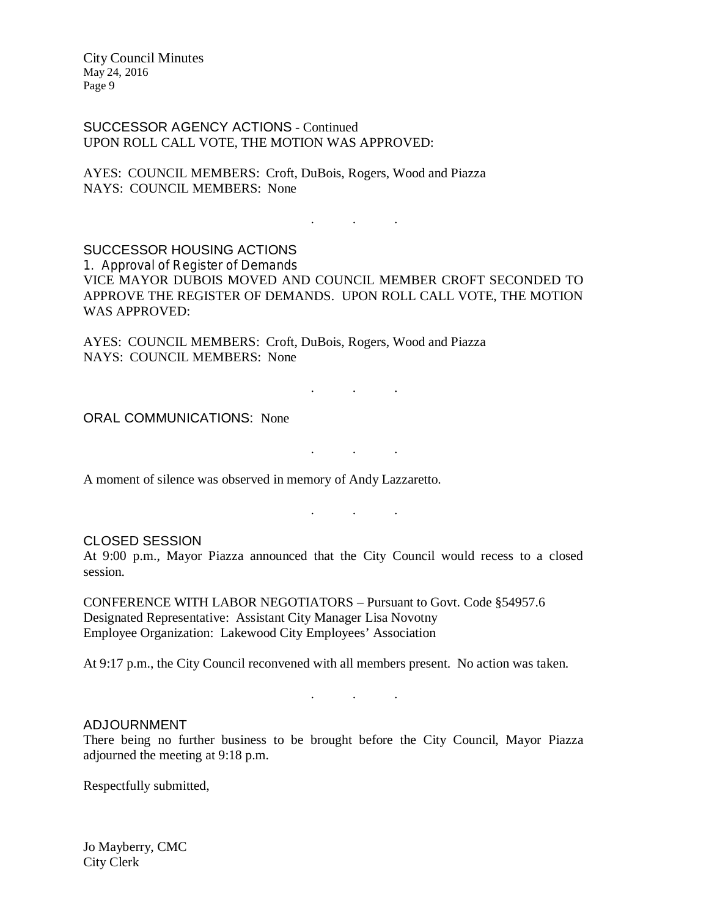SUCCESSOR AGENCY ACTIONS - Continued
UPON ROLL CALL VOTE, THE MOTION WAS APPROVED:

AYES: COUNCIL MEMBERS: Croft, DuBois, Rogers, Wood and Piazza
NAYS: COUNCIL MEMBERS: None

. . .

SUCCESSOR HOUSING ACTIONS

1. Approval of Register of Demands

VICE MAYOR DUBOIS MOVED AND COUNCIL MEMBER CROFT SECONDED TO APPROVE THE REGISTER OF DEMANDS. UPON ROLL CALL VOTE, THE MOTION WAS APPROVED:

AYES: COUNCIL MEMBERS: Croft, DuBois, Rogers, Wood and Piazza
NAYS: COUNCIL MEMBERS: None

. . .

ORAL COMMUNICATIONS: None

. . .

A moment of silence was observed in memory of Andy Lazzaretto.

. . .

CLOSED SESSION

At 9:00 p.m., Mayor Piazza announced that the City Council would recess to a closed session.

CONFERENCE WITH LABOR NEGOTIATORS – Pursuant to Govt. Code §54957.6
Designated Representative: Assistant City Manager Lisa Novotny
Employee Organization: Lakewood City Employees' Association

At 9:17 p.m., the City Council reconvened with all members present. No action was taken.

. . .

ADJOURNMENT

There being no further business to be brought before the City Council, Mayor Piazza adjourned the meeting at 9:18 p.m.

Respectfully submitted,

Jo Mayberry, CMC
City Clerk